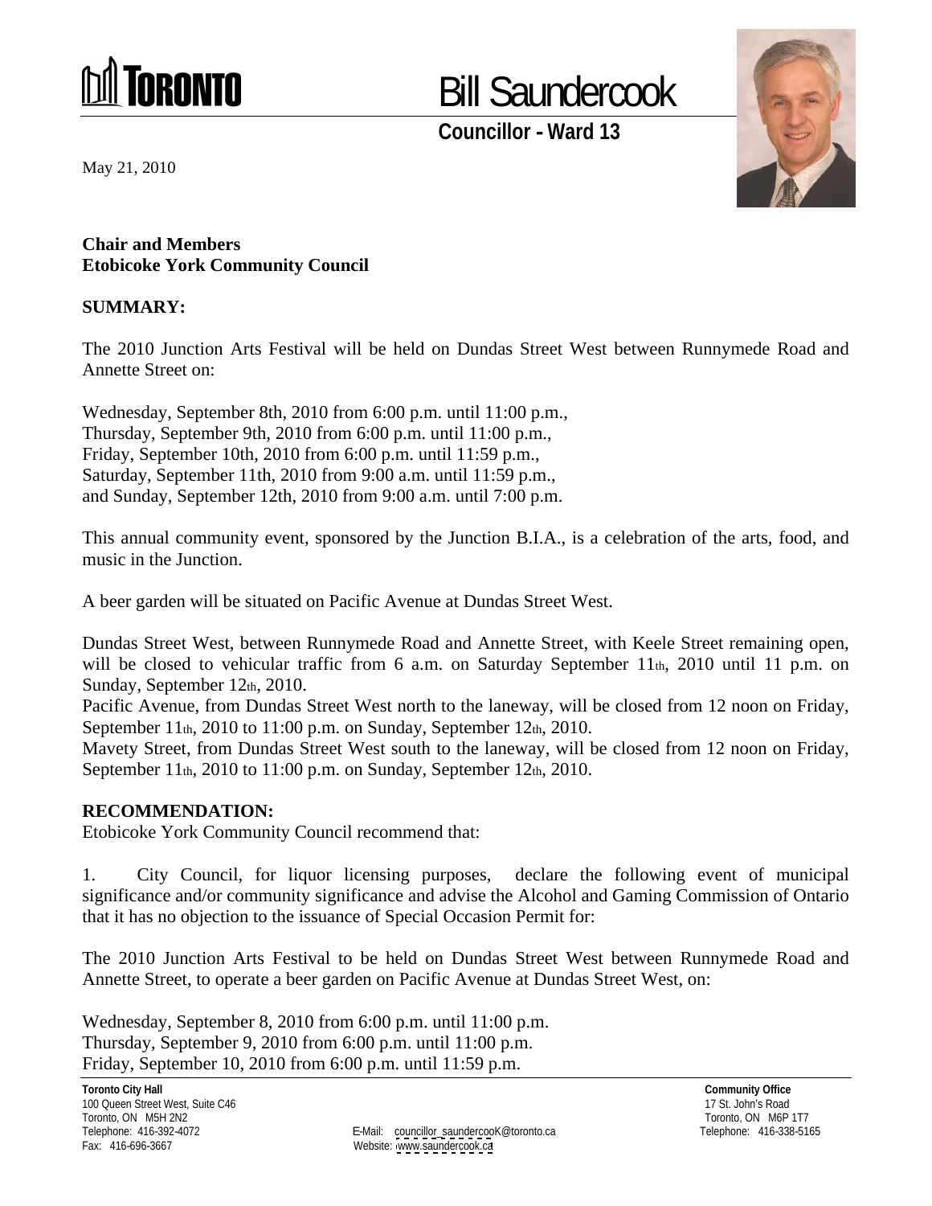TORONTO

# Bill Saundercook

**Councillor - Ward 13**

May 21, 2010

**Chair and Members**
**Etobicoke York Community Council**

**SUMMARY:**

The 2010 Junction Arts Festival will be held on Dundas Street West between Runnymede Road and Annette Street on:

Wednesday, September 8th, 2010 from 6:00 p.m. until 11:00 p.m.,
Thursday, September 9th, 2010 from 6:00 p.m. until 11:00 p.m.,
Friday, September 10th, 2010 from 6:00 p.m. until 11:59 p.m.,
Saturday, September 11th, 2010 from 9:00 a.m. until 11:59 p.m.,
and Sunday, September 12th, 2010 from 9:00 a.m. until 7:00 p.m.

This annual community event, sponsored by the Junction B.I.A., is a celebration of the arts, food, and music in the Junction.

A beer garden will be situated on Pacific Avenue at Dundas Street West.

Dundas Street West, between Runnymede Road and Annette Street, with Keele Street remaining open, will be closed to vehicular traffic from 6 a.m. on Saturday September 11th, 2010 until 11 p.m. on Sunday, September 12th, 2010.
Pacific Avenue, from Dundas Street West north to the laneway, will be closed from 12 noon on Friday, September 11th, 2010 to 11:00 p.m. on Sunday, September 12th, 2010.
Mavety Street, from Dundas Street West south to the laneway, will be closed from 12 noon on Friday, September 11th, 2010 to 11:00 p.m. on Sunday, September 12th, 2010.

**RECOMMENDATION:**
Etobicoke York Community Council recommend that:

1. City Council, for liquor licensing purposes, declare the following event of municipal significance and/or community significance and advise the Alcohol and Gaming Commission of Ontario that it has no objection to the issuance of Special Occasion Permit for:

The 2010 Junction Arts Festival to be held on Dundas Street West between Runnymede Road and Annette Street, to operate a beer garden on Pacific Avenue at Dundas Street West, on:

Wednesday, September 8, 2010 from 6:00 p.m. until 11:00 p.m.
Thursday, September 9, 2010 from 6:00 p.m. until 11:00 p.m.
Friday, September 10, 2010 from 6:00 p.m. until 11:59 p.m.

**Toronto City Hall**
100 Queen Street West, Suite C46
Toronto, ON M5H 2N2
Telephone: 416-392-4072
Fax: 416-696-3667

E-Mail: councillor_saundercooK@toronto.ca
Website: www.saundercook.ca

**Community Office**
17 St. John's Road
Toronto, ON M6P 1T7
Telephone: 416-338-5165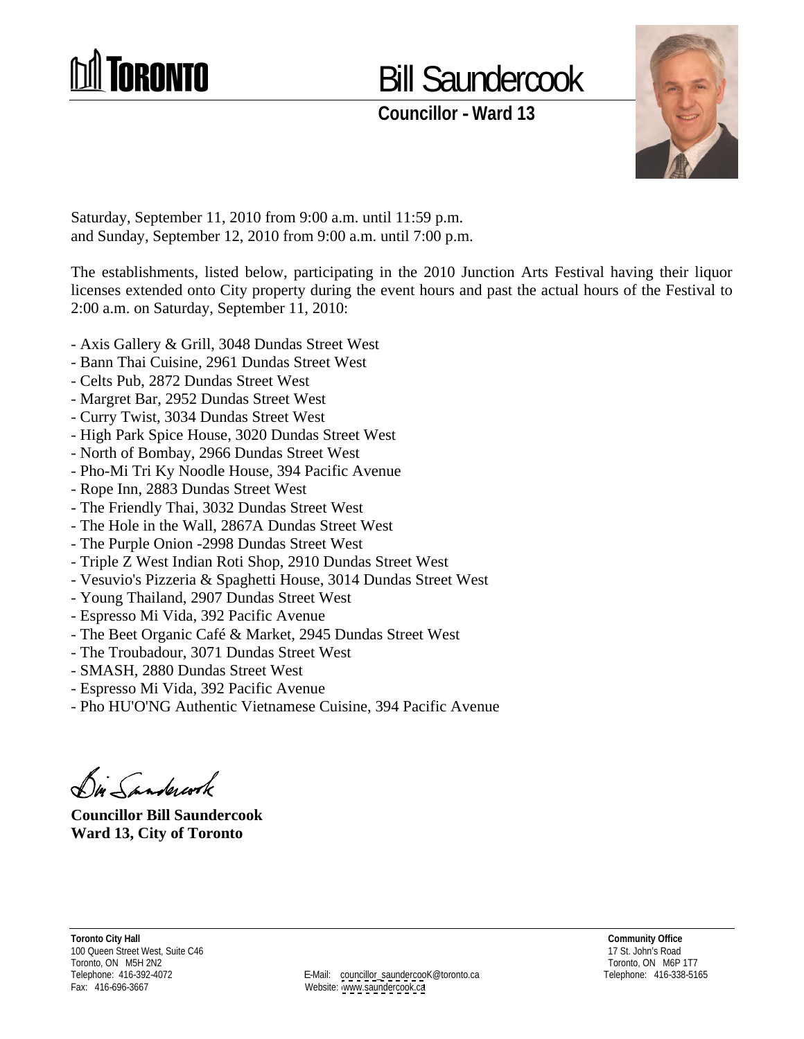# Bill Saundercook

**Councillor - Ward 13**

Saturday, September 11, 2010 from 9:00 a.m. until 11:59 p.m.
and Sunday, September 12, 2010 from 9:00 a.m. until 7:00 p.m.

The establishments, listed below, participating in the 2010 Junction Arts Festival having their liquor licenses extended onto City property during the event hours and past the actual hours of the Festival to 2:00 a.m. on Saturday, September 11, 2010:

- Axis Gallery & Grill, 3048 Dundas Street West
- Bann Thai Cuisine, 2961 Dundas Street West
- Celts Pub, 2872 Dundas Street West
- Margret Bar, 2952 Dundas Street West
- Curry Twist, 3034 Dundas Street West
- High Park Spice House, 3020 Dundas Street West
- North of Bombay, 2966 Dundas Street West
- Pho-Mi Tri Ky Noodle House, 394 Pacific Avenue
- Rope Inn, 2883 Dundas Street West
- The Friendly Thai, 3032 Dundas Street West
- The Hole in the Wall, 2867A Dundas Street West
- The Purple Onion -2998 Dundas Street West
- Triple Z West Indian Roti Shop, 2910 Dundas Street West
- Vesuvio's Pizzeria & Spaghetti House, 3014 Dundas Street West
- Young Thailand, 2907 Dundas Street West
- Espresso Mi Vida, 392 Pacific Avenue
- The Beet Organic Café & Market, 2945 Dundas Street West
- The Troubadour, 3071 Dundas Street West
- SMASH, 2880 Dundas Street West
- Espresso Mi Vida, 392 Pacific Avenue
- Pho HU'O'NG Authentic Vietnamese Cuisine, 394 Pacific Avenue

**Councillor Bill Saundercook**
**Ward 13, City of Toronto**

**Toronto City Hall**
100 Queen Street West, Suite C46
Toronto, ON M5H 2N2
Telephone: 416-392-4072
Fax: 416-696-3667

E-Mail: councillor_saundercooK@toronto.ca
Website: www.saundercook.ca

**Community Office**
17 St. John's Road
Toronto, ON M6P 1T7
Telephone: 416-338-5165